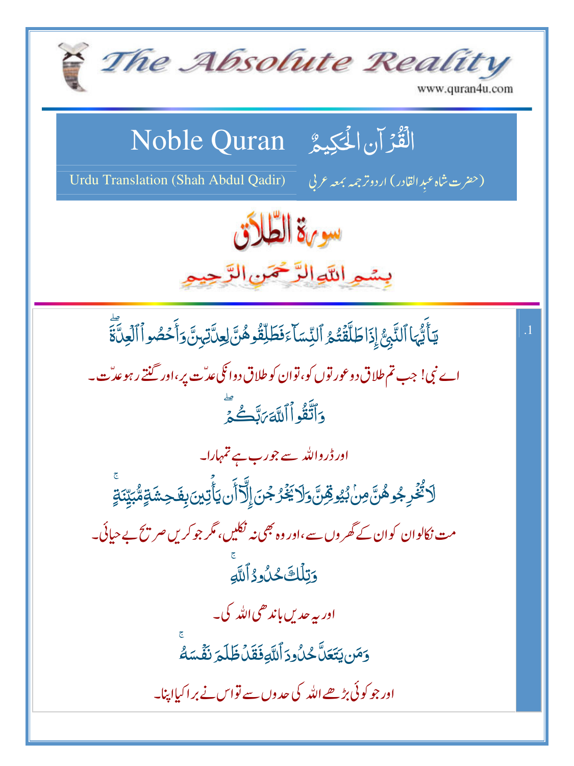# The Absolute Reality

www.quran4u.com

## Noble Quran — الْقُرآن الْحَكِيمُ

Urdu Translation (Shah Abdul Qadir) — (حضرت شاہ عبدالقادر) اردو ترجمہ بمعہ عربی

## سورة الطلاق

بِسۡمِ اللّٰہِ الرَّحۡمٰنِ الرَّحِیۡمِ

.1

يَٰٓأَيُّهَا ٱلنَّبِيُّ إِذَا طَلَّقۡتُمُ ٱلنِّسَآءَ فَطَلِّقُوهُنَّ لِعِدَّتِهِنَّ وَأَحۡصُواْ ٱلۡعِدَّةَۖ

اے نبی! جب تم طلاق دو عورتوں کو، تو ان کو طلاق دو انکی عدّت پر، اور گنتے رہو عدّت۔

وَٱتَّقُواْ ٱللَّهَ رَبَّكُمۡۖ

اور ڈرو اللہ سے جو رب ہے تمہارا۔

لَا تُخۡرِجُوهُنَّ مِنۢ بُيُوتِهِنَّ وَلَا يَخۡرُجۡنَ إِلَّآ أَن يَأۡتِينَ بِفَٰحِشَةٖ مُّبَيِّنَةٖۚ

مت نکالو ان کو ان کے گھروں سے، اور وہ بھی نہ نکلیں، مگر جو کریں صریح بے حیائی۔

وَتِلۡكَ حُدُودُ ٱللَّهِۚ

اور یہ حدیں باندھی اللہ کی۔

وَمَن يَتَعَدَّ حُدُودَ ٱللَّهِ فَقَدۡ ظَلَمَ نَفۡسَهُۥۚ

اور جو کوئی بڑھے اللہ کی حدوں سے تو اس نے برا کیا اپنا۔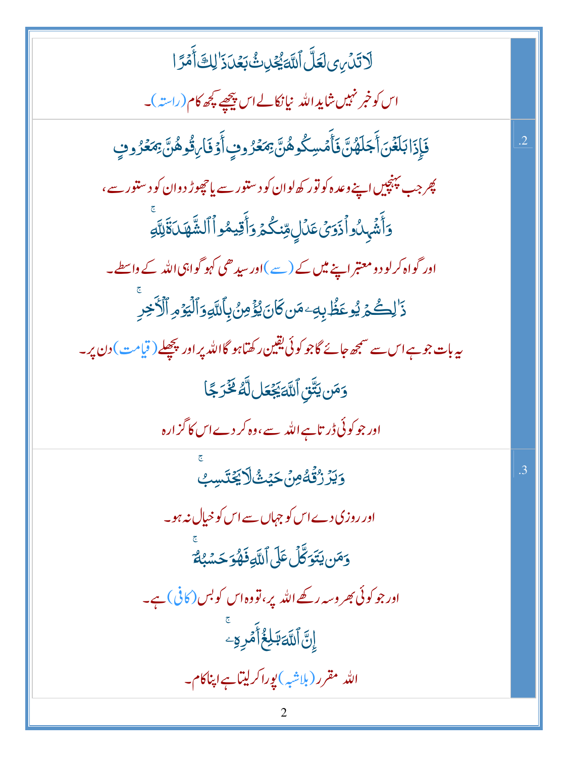لَا تَدۡرِى لَعَلَّ ٱللَّهَ يُحۡدِثُ بَعۡدَ ذَٰلِكَ أَمۡرًا

اس کو خبر نہیں شاید اللہ نیا نکالے اس پیچھے کچھ کام (راستہ)۔

.2

فَإِذَا بَلَغۡنَ أَجَلَهُنَّ فَأَمۡسِكُوهُنَّ بِمَعۡرُوفٍ أَوۡ فَارِقُوهُنَّ بِمَعۡرُوفٍ

پھر جب پہنچیں اپنے وعدہ کو تو رکھ لو ان کو دستور سے یا چھوڑ دو ان کو دستور سے،

وَأَشۡهِدُواْ ذَوَىۡ عَدۡلٍ مِّنكُمۡ وَأَقِيمُواْ ٱلشَّهَٰدَةَ لِلَّهِۚ

اور گواہ کر لو دو معتبر اپنے میں کے (سے) اور سیدھی کہو گواہی اللہ کے واسطے۔

ذَٰلِكُمۡ يُوعَظُ بِهِۦ مَن كَانَ يُؤۡمِنُ بِٱللَّهِ وَٱلۡيَوۡمِ ٱلۡأٓخِرِۚ

یہ بات جو ہے اس سے سمجھ جائے گا جو کوئی یقین رکھتا ہو گا اللہ پر اور پچھلے (قیامت) دن پر۔

وَمَن يَتَّقِ ٱللَّهَ يَجۡعَل لَّهُۥ مَخۡرَجًا

اور جو کوئی ڈرتا ہے اللہ سے، وہ کر دے اس کا گزارہ

.3

وَيَرۡزُقۡهُ مِنۡ حَيۡثُ لَا يَحۡتَسِبُۚ

اور روزی دے اس کو جہاں سے اس کو خیال نہ ہو۔

وَمَن يَتَوَكَّلۡ عَلَى ٱللَّهِ فَهُوَ حَسۡبُهُۥٓۚ

اور جو کوئی بھروسہ رکھے اللہ پر، تو وہ اس کو بس (کافی) ہے۔

إِنَّ ٱللَّهَ بَٰلِغُ أَمۡرِهِۦۚ

اللہ مقرر (بلاشبہ) پورا کر لیتا ہے اپنا کام۔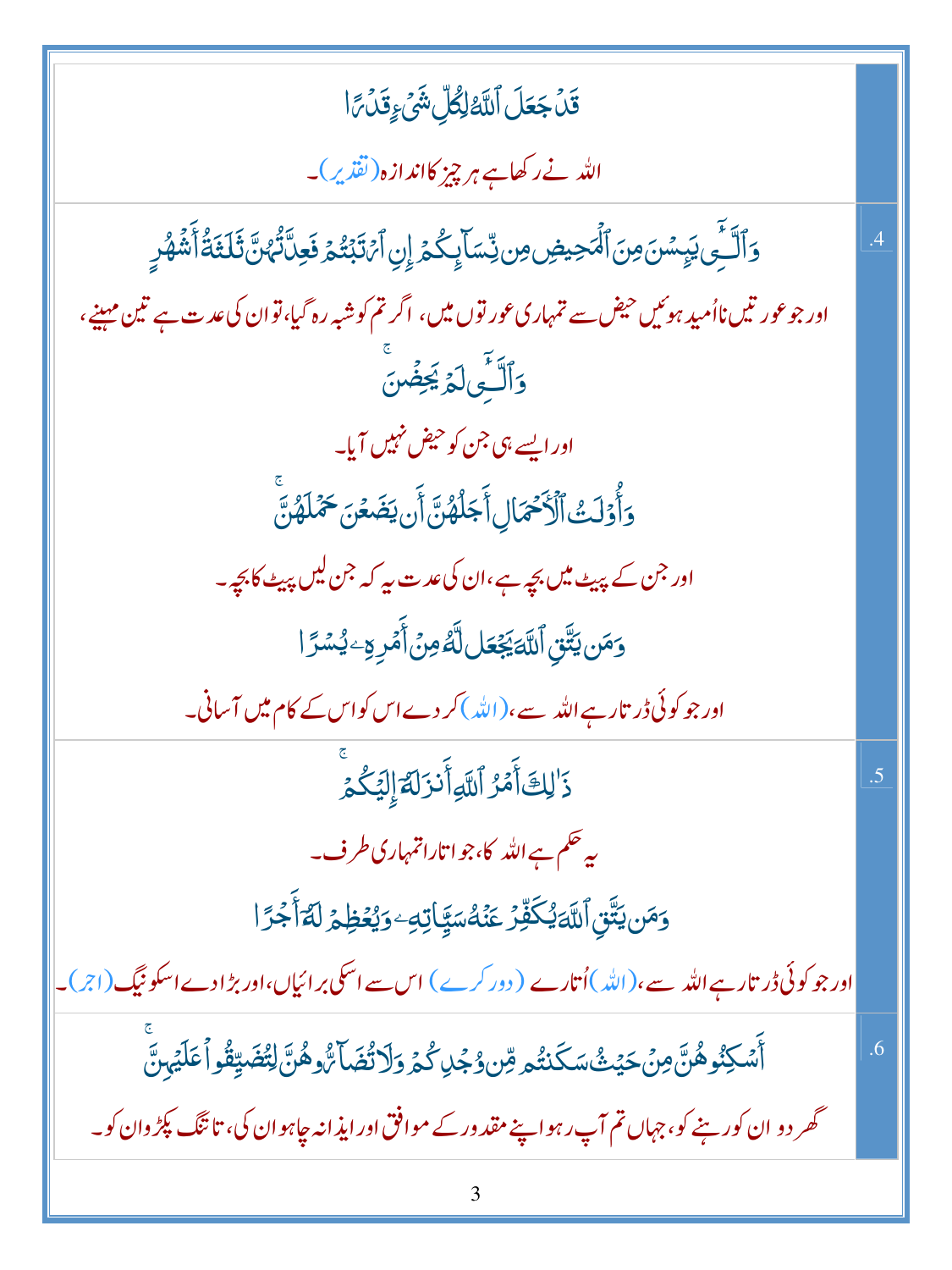قَدۡ جَعَلَ ٱللَّهُ لِكُلِّ شَیۡءٖ قَدۡرٗا

اللہ نے رکھا ہے ہر چیز کا اندازہ (تقدیر)۔

.4 وَٱلَّـٰٓـِٔی یَىِٕسۡنَ مِنَ ٱلۡمَحِیضِ مِن نِّسَاۤىِٕكُمۡ إِنِ ٱرۡتَبۡتُمۡ فَعِدَّتُهُنَّ ثَلَـٰثَةُ أَشۡهُرࣲ

اور جو عورتیں نااُمید ہوئیں حیض سے تمہاری عورتوں میں، اگر تم کو شبہ رہ گیا، تو ان کی عدت ہے تین مہینے،

وَٱلَّـٰٓـِٔی لَمۡ یَحِضۡنَۚ

اور ایسے ہی جن کو حیض نہیں آیا۔

وَأُو۟لَـٰتُ ٱلۡأَحۡمَالِ أَجَلُهُنَّ أَن یَضَعۡنَ حَمۡلَهُنَّۚ

اور جن کے پیٹ میں بچہ ہے، ان کی عدت یہ کہ جن لیں پیٹ کا بچہ۔

وَمَن یَتَّقِ ٱللَّهَ یَجۡعَل لَّهُۥ مِنۡ أَمۡرِهِۦ یُسۡرࣰا

اور جو کوئی ڈرتا رہے اللہ سے، (اللہ) کر دے اس کو اس کے کام میں آسانی۔

.5 ذَ ٰ⁠لِكَ أَمۡرُ ٱللَّهِ أَنزَلَهُۥۤ إِلَیۡكُمۡۚ

یہ حکم ہے اللہ کا، جو اتارا تمہاری طرف۔

وَمَن یَتَّقِ ٱللَّهَ یُكَفِّرۡ عَنۡهُ سَیِّـَٔاتِهِۦ وَیُعۡظِمۡ لَهُۥۤ أَجۡرًا

اور جو کوئی ڈرتا رہے اللہ سے، (اللہ) اُتارے (دور کرے) اس سے اسکی برائیاں، اور بڑا دے اسکو نیگ (اجر)۔

.6 أَسۡكِنُوهُنَّ مِنۡ حَیۡثُ سَكَنتُم مِّن وُجۡدِكُمۡ وَلَا تُضَاۤرُّوهُنَّ لِتُضَیِّقُوا۟ عَلَیۡهِنَّۚ

گھر دو ان کو رہنے کو، جہاں تم آپ رہو اپنے مقدور کے موافق اور ایذا نہ چاہو ان کی، تا تنگ پکڑو ان کو۔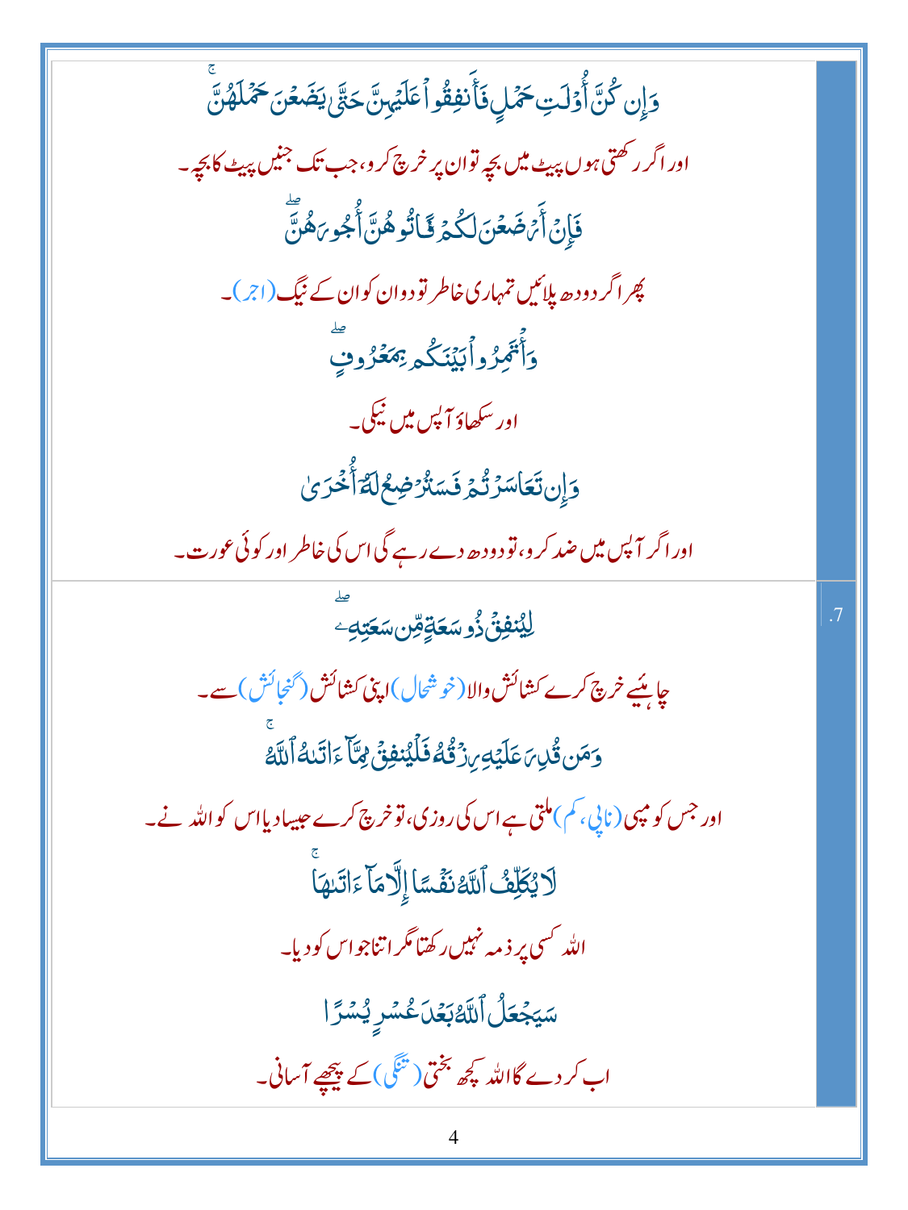وَإِن كُنَّ أُولَٰتِ حَمْلٍ فَأَنفِقُوا۟ عَلَيْهِنَّ حَتَّىٰ يَضَعْنَ حَمْلَهُنَّ ۚ

اور اگر رکھتی ہوں پیٹ میں بچہ تو ان پر خرچ کرو، جب تک جنیں پیٹ کا بچہ۔

فَإِنْ أَرْضَعْنَ لَكُمْ فَـَٔاتُوهُنَّ أُجُورَهُنَّ ۖ

پھر اگر دودھ پلائیں تمہاری خاطر تو دو ان کو ان کے نیگ (اجر)۔

وَأْتَمِرُوا۟ بَيْنَكُم بِمَعْرُوفٍ ۖ

اور سکھاؤ آپس میں نیکی۔

وَإِن تَعَاسَرْتُمْ فَسَتُرْضِعُ لَهُۥٓ أُخْرَىٰ

اور اگر آپس میں ضد کرو، تو دودھ دے رہے گی اس کی خاطر اور کوئی عورت۔

.7

لِيُنفِقْ ذُو سَعَةٍ مِّن سَعَتِهِۦ ۖ

چاہیئے خرچ کرے کشائش والا (خوشحال) اپنی کشائش (گنجائش) سے۔

وَمَن قُدِرَ عَلَيْهِ رِزْقُهُۥ فَلْيُنفِقْ مِمَّآ ءَاتَىٰهُ ٱللَّهُ ۚ

اور جس کو میپی (ناپی، کم) ملتی ہے اس کی روزی، تو خرچ کرے جیسا دیا اس کو اللہ نے۔

لَا يُكَلِّفُ ٱللَّهُ نَفْسًا إِلَّا مَآ ءَاتَىٰهَا ۚ

اللہ کسی پر ذمہ نہیں رکھتا مگر اتنا جو اس کو دیا۔

سَيَجْعَلُ ٱللَّهُ بَعْدَ عُسْرٍ يُسْرًا

اب کر دے گا اللہ کچھ سختی (تنگی) کے پیچھے آسانی۔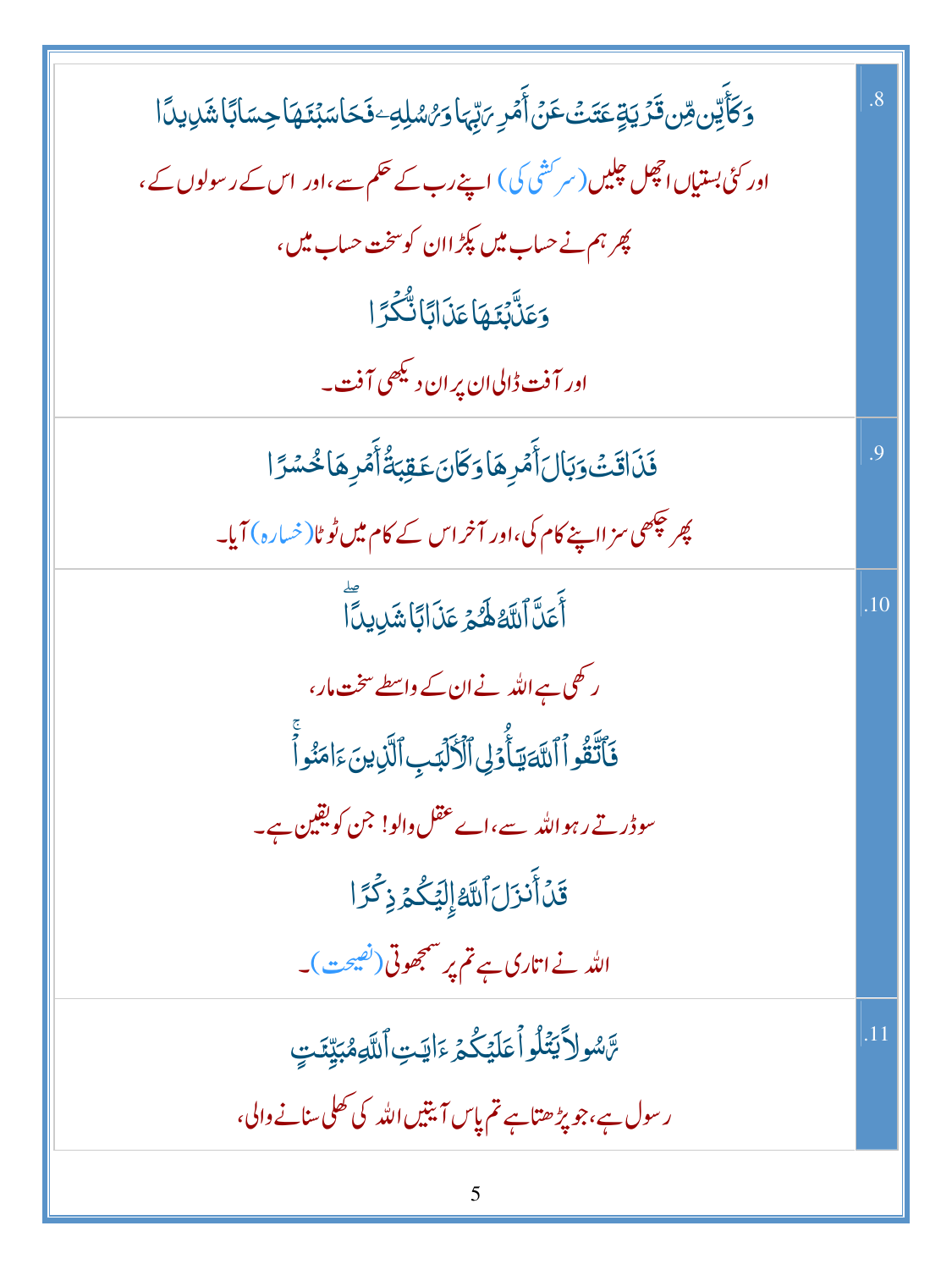| | |
|---|---|
| .8 | وَكَأَيِّن مِّن قَرۡيَةٍ عَتَتۡ عَنۡ أَمۡرِ رَبِّهَا وَرُسُلِهِۦ فَحَاسَبۡنَٰهَا حِسَابٗا شَدِيدٗا<br>اور کئی بستیاں اچھل چلیں (سرکشی کی) اپنے رب کے حکم سے، اور اس کے رسولوں کے،<br>پھر ہم نے حساب میں پکڑا ان کو سخت حساب میں،<br>وَعَذَّبۡنَٰهَا عَذَابٗا نُّكۡرٗا<br>اور آفت ڈالی ان پر ان دیکھی آفت۔ |
| .9 | فَذَاقَتۡ وَبَالَ أَمۡرِهَا وَكَانَ عَٰقِبَةُ أَمۡرِهَا خُسۡرًا<br>پھر چکھی سزا اپنے کام کی، اور آخر اس کے کام میں ٹوٹا (خسارہ) آیا۔ |
| .10 | أَعَدَّ ٱللَّهُ لَهُمۡ عَذَابٗا شَدِيدٗاۖ<br>رکھی ہے اللہ نے ان کے واسطے سخت مار،<br>فَٱتَّقُواْ ٱللَّهَ يَٰٓأُوْلِي ٱلۡأَلۡبَٰبِ ٱلَّذِينَ ءَامَنُواْۚ<br>سو ڈرتے رہو اللہ سے، اے عقل والو! جن کو یقین ہے۔<br>قَدۡ أَنزَلَ ٱللَّهُ إِلَيۡكُمۡ ذِكۡرٗا<br>اللہ نے اتاری ہے تم پر سمجھوتی (نصیحت)۔ |
| .11 | رَّسُولٗا يَتۡلُواْ عَلَيۡكُمۡ ءَايَٰتِ ٱللَّهِ مُبَيِّنَٰتٖ<br>رسول ہے، جو پڑھتا ہے تم پاس آیتیں اللہ کی کھلی سنانے والی، |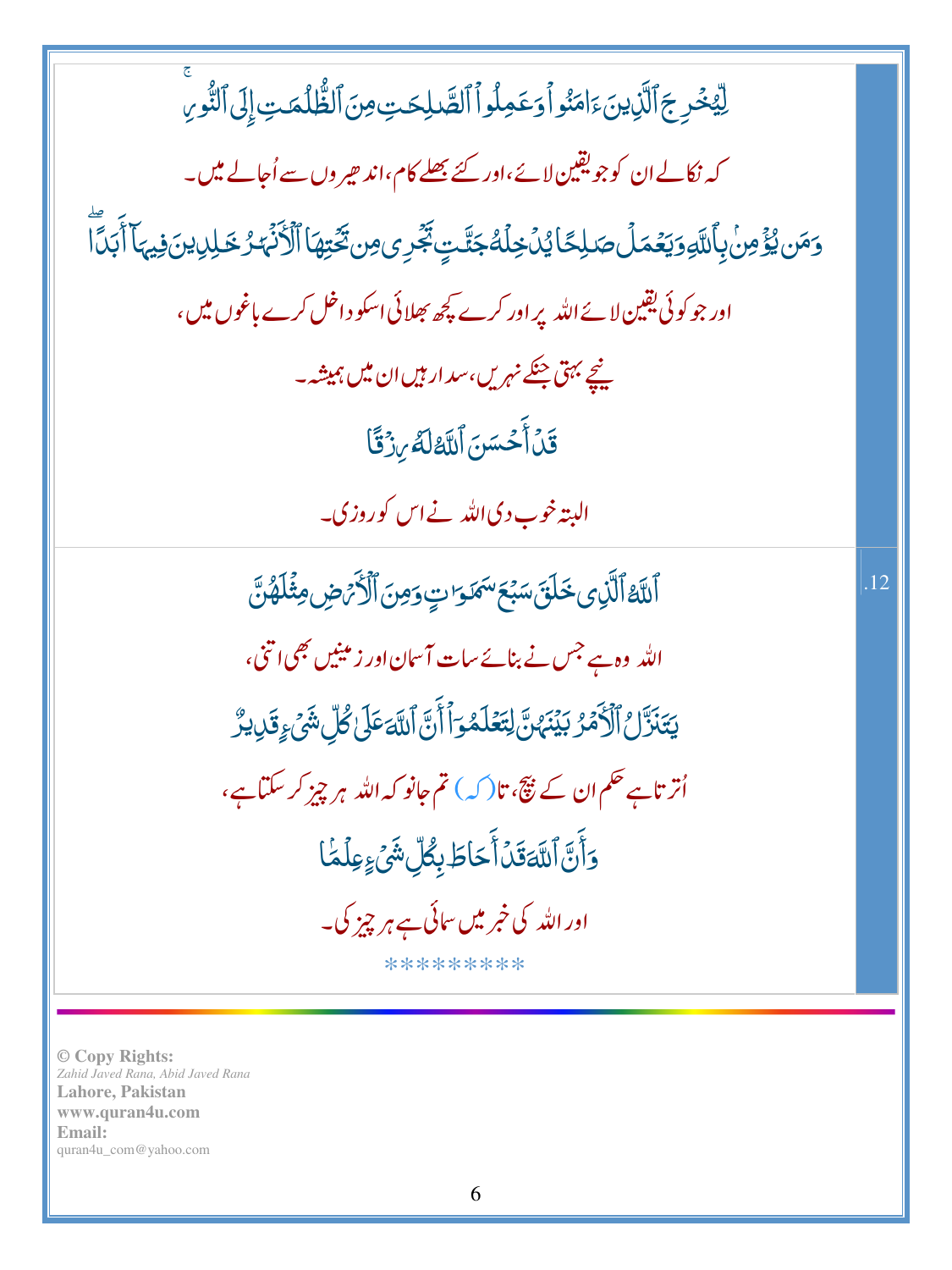لِّيُخْرِجَ ٱلَّذِينَ ءَامَنُوا۟ وَعَمِلُوا۟ ٱلصَّٰلِحَٰتِ مِنَ ٱلظُّلُمَٰتِ إِلَى ٱلنُّورِ ۚ

کہ نکالے ان کو جو یقین لائے، اور کئے بھلے کام، اندھیروں سے اُجالے میں۔

وَمَن يُؤْمِنۢ بِٱللَّهِ وَيَعْمَلْ صَٰلِحًا يُدْخِلْهُ جَنَّٰتٍ تَجْرِى مِن تَحْتِهَا ٱلْأَنْهَٰرُ خَٰلِدِينَ فِيهَآ أَبَدًا ۖ

اور جو کوئی یقین لائے اللہ پر اور کرے کچھ بھلائی اسکو داخل کرے باغوں میں،

نیچے بہتی جنکے نہریں، سدا رہیں ان میں ہمیشہ۔

قَدْ أَحْسَنَ ٱللَّهُ لَهُۥ رِزْقًا

البتہ خوب دی اللہ نے اس کو روزی۔

.12

ٱللَّهُ ٱلَّذِى خَلَقَ سَبْعَ سَمَٰوَٰتٍ وَمِنَ ٱلْأَرْضِ مِثْلَهُنَّ

اللہ وہ ہے جس نے بنائے سات آسمان اور زمینیں بھی اتنی،

يَتَنَزَّلُ ٱلْأَمْرُ بَيْنَهُنَّ لِتَعْلَمُوٓا۟ أَنَّ ٱللَّهَ عَلَىٰ كُلِّ شَىْءٍ قَدِيرٌ

اُترتا ہے حکم ان کے بیچ، تا(کہ) تم جانو کہ اللہ ہر چیز کر سکتا ہے،

وَأَنَّ ٱللَّهَ قَدْ أَحَاطَ بِكُلِّ شَىْءٍ عِلْمًۢا

اور اللہ کی خبر میں سمائی ہے ہر چیز کی۔

*********

© Copy Rights:
*Zahid Javed Rana, Abid Javed Rana*
**Lahore, Pakistan**
**www.quran4u.com**
**Email:**
quran4u_com@yahoo.com